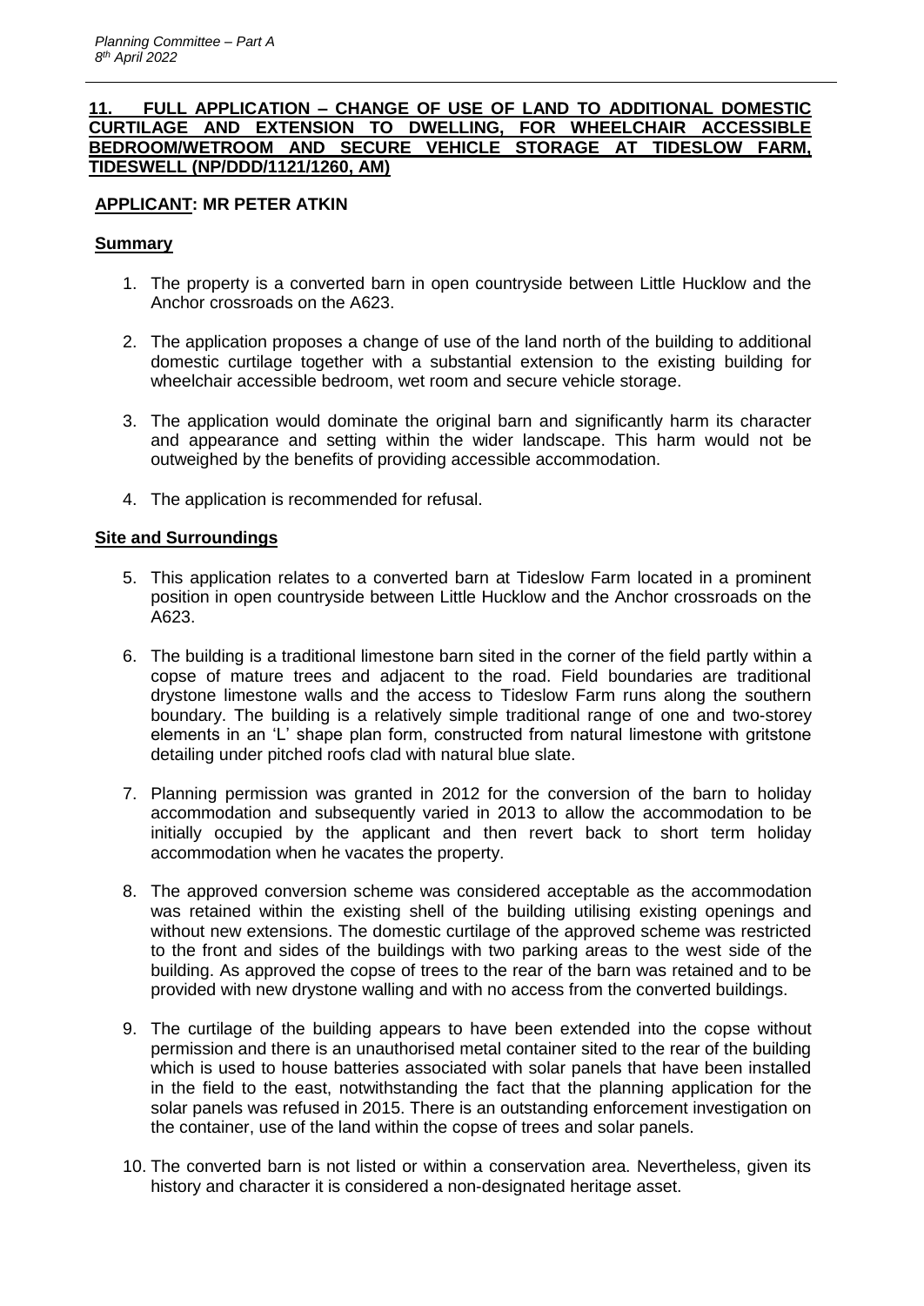## 11. FULL APPLICATION – CHANGE OF USE OF LAND TO ADDITIONAL DOMESTIC CURTILAGE AND EXTENSION TO DWELLING, FOR WHEELCHAIR ACCESSIBLE BEDROOM/WETROOM AND SECURE VEHICLE STORAGE AT TIDESLOW FARM, TIDESWELL (NP/DDD/1121/1260, AM)

**APPLICANT: MR PETER ATKIN**

### Summary

1. The property is a converted barn in open countryside between Little Hucklow and the Anchor crossroads on the A623.
2. The application proposes a change of use of the land north of the building to additional domestic curtilage together with a substantial extension to the existing building for wheelchair accessible bedroom, wet room and secure vehicle storage.
3. The application would dominate the original barn and significantly harm its character and appearance and setting within the wider landscape. This harm would not be outweighed by the benefits of providing accessible accommodation.
4. The application is recommended for refusal.

### Site and Surroundings

5. This application relates to a converted barn at Tideslow Farm located in a prominent position in open countryside between Little Hucklow and the Anchor crossroads on the A623.
6. The building is a traditional limestone barn sited in the corner of the field partly within a copse of mature trees and adjacent to the road. Field boundaries are traditional drystone limestone walls and the access to Tideslow Farm runs along the southern boundary. The building is a relatively simple traditional range of one and two-storey elements in an 'L' shape plan form, constructed from natural limestone with gritstone detailing under pitched roofs clad with natural blue slate.
7. Planning permission was granted in 2012 for the conversion of the barn to holiday accommodation and subsequently varied in 2013 to allow the accommodation to be initially occupied by the applicant and then revert back to short term holiday accommodation when he vacates the property.
8. The approved conversion scheme was considered acceptable as the accommodation was retained within the existing shell of the building utilising existing openings and without new extensions. The domestic curtilage of the approved scheme was restricted to the front and sides of the buildings with two parking areas to the west side of the building. As approved the copse of trees to the rear of the barn was retained and to be provided with new drystone walling and with no access from the converted buildings.
9. The curtilage of the building appears to have been extended into the copse without permission and there is an unauthorised metal container sited to the rear of the building which is used to house batteries associated with solar panels that have been installed in the field to the east, notwithstanding the fact that the planning application for the solar panels was refused in 2015. There is an outstanding enforcement investigation on the container, use of the land within the copse of trees and solar panels.
10. The converted barn is not listed or within a conservation area. Nevertheless, given its history and character it is considered a non-designated heritage asset.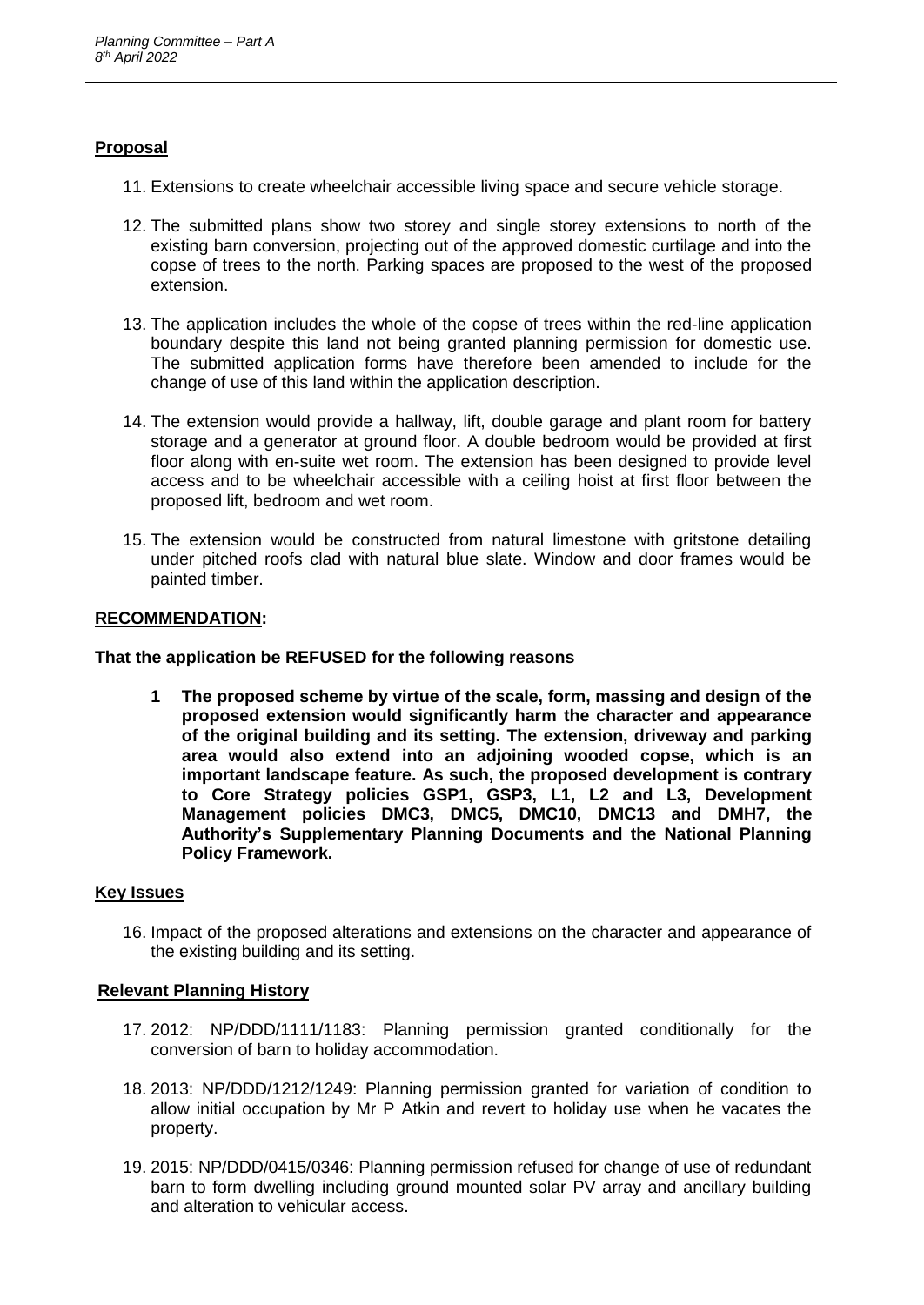## Proposal

11. Extensions to create wheelchair accessible living space and secure vehicle storage.

12. The submitted plans show two storey and single storey extensions to north of the existing barn conversion, projecting out of the approved domestic curtilage and into the copse of trees to the north. Parking spaces are proposed to the west of the proposed extension.

13. The application includes the whole of the copse of trees within the red-line application boundary despite this land not being granted planning permission for domestic use. The submitted application forms have therefore been amended to include for the change of use of this land within the application description.

14. The extension would provide a hallway, lift, double garage and plant room for battery storage and a generator at ground floor. A double bedroom would be provided at first floor along with en-suite wet room. The extension has been designed to provide level access and to be wheelchair accessible with a ceiling hoist at first floor between the proposed lift, bedroom and wet room.

15. The extension would be constructed from natural limestone with gritstone detailing under pitched roofs clad with natural blue slate. Window and door frames would be painted timber.

## RECOMMENDATION:

**That the application be REFUSED for the following reasons**

1. **The proposed scheme by virtue of the scale, form, massing and design of the proposed extension would significantly harm the character and appearance of the original building and its setting. The extension, driveway and parking area would also extend into an adjoining wooded copse, which is an important landscape feature. As such, the proposed development is contrary to Core Strategy policies GSP1, GSP3, L1, L2 and L3, Development Management policies DMC3, DMC5, DMC10, DMC13 and DMH7, the Authority's Supplementary Planning Documents and the National Planning Policy Framework.**

## Key Issues

16. Impact of the proposed alterations and extensions on the character and appearance of the existing building and its setting.

## Relevant Planning History

17. 2012: NP/DDD/1111/1183: Planning permission granted conditionally for the conversion of barn to holiday accommodation.

18. 2013: NP/DDD/1212/1249: Planning permission granted for variation of condition to allow initial occupation by Mr P Atkin and revert to holiday use when he vacates the property.

19. 2015: NP/DDD/0415/0346: Planning permission refused for change of use of redundant barn to form dwelling including ground mounted solar PV array and ancillary building and alteration to vehicular access.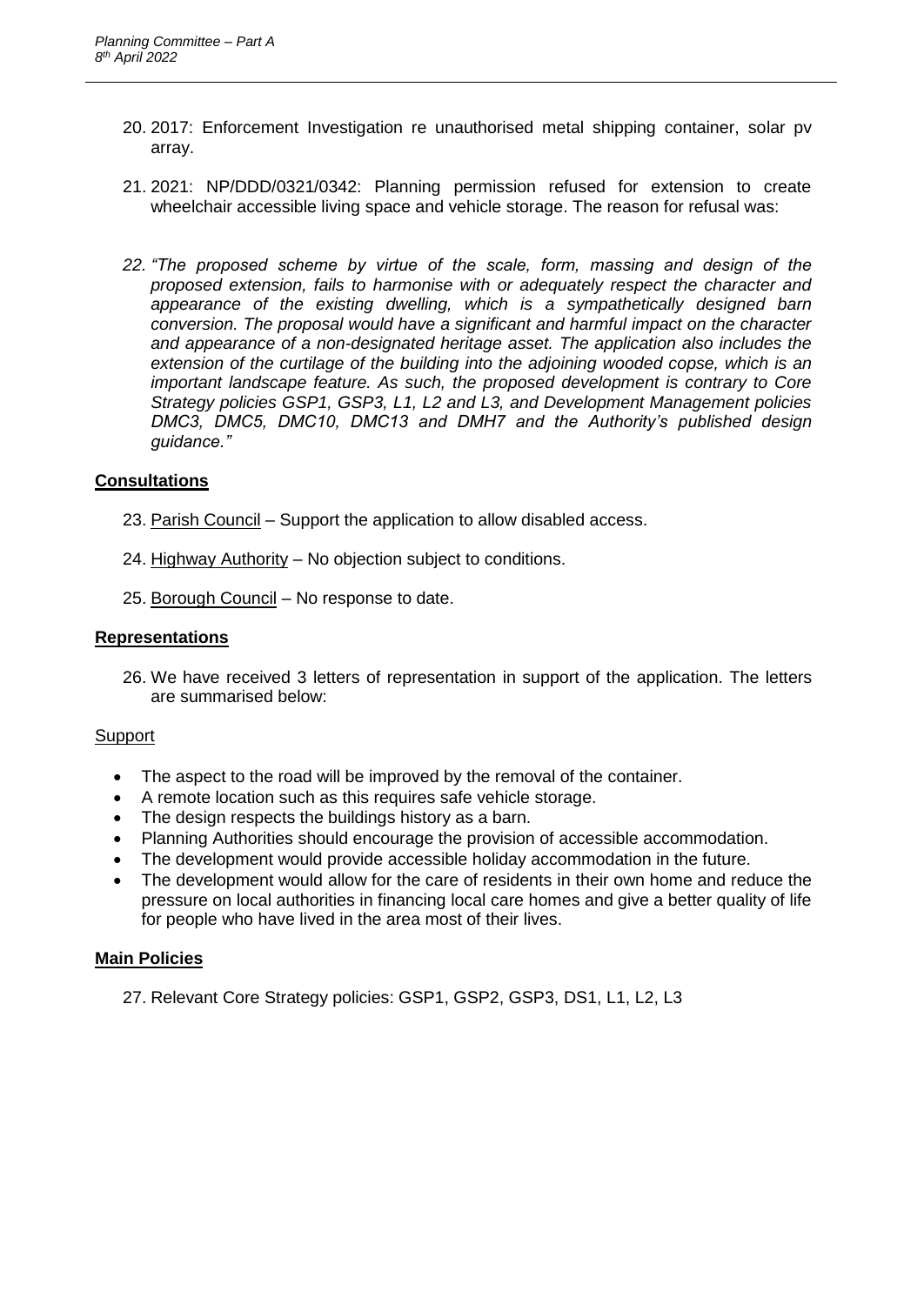20. 2017: Enforcement Investigation re unauthorised metal shipping container, solar pv array.

21. 2021: NP/DDD/0321/0342: Planning permission refused for extension to create wheelchair accessible living space and vehicle storage. The reason for refusal was:

22. *"The proposed scheme by virtue of the scale, form, massing and design of the proposed extension, fails to harmonise with or adequately respect the character and appearance of the existing dwelling, which is a sympathetically designed barn conversion. The proposal would have a significant and harmful impact on the character and appearance of a non-designated heritage asset. The application also includes the extension of the curtilage of the building into the adjoining wooded copse, which is an important landscape feature. As such, the proposed development is contrary to Core Strategy policies GSP1, GSP3, L1, L2 and L3, and Development Management policies DMC3, DMC5, DMC10, DMC13 and DMH7 and the Authority's published design guidance."*

## Consultations

23. Parish Council – Support the application to allow disabled access.

24. Highway Authority – No objection subject to conditions.

25. Borough Council – No response to date.

## Representations

26. We have received 3 letters of representation in support of the application. The letters are summarised below:

### Support

- The aspect to the road will be improved by the removal of the container.
- A remote location such as this requires safe vehicle storage.
- The design respects the buildings history as a barn.
- Planning Authorities should encourage the provision of accessible accommodation.
- The development would provide accessible holiday accommodation in the future.
- The development would allow for the care of residents in their own home and reduce the pressure on local authorities in financing local care homes and give a better quality of life for people who have lived in the area most of their lives.

## Main Policies

27. Relevant Core Strategy policies: GSP1, GSP2, GSP3, DS1, L1, L2, L3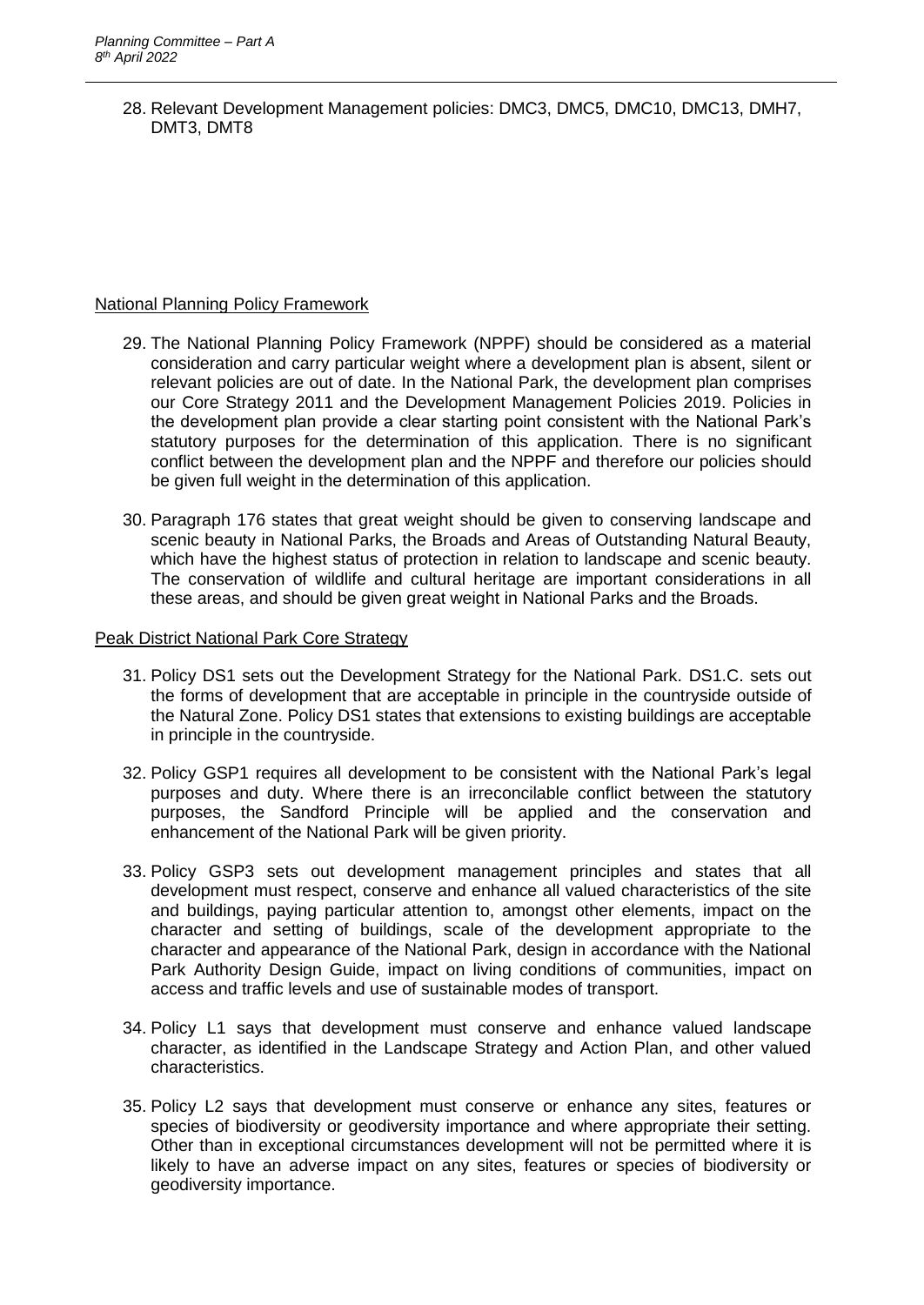28. Relevant Development Management policies: DMC3, DMC5, DMC10, DMC13, DMH7, DMT3, DMT8

## National Planning Policy Framework

29. The National Planning Policy Framework (NPPF) should be considered as a material consideration and carry particular weight where a development plan is absent, silent or relevant policies are out of date. In the National Park, the development plan comprises our Core Strategy 2011 and the Development Management Policies 2019. Policies in the development plan provide a clear starting point consistent with the National Park's statutory purposes for the determination of this application. There is no significant conflict between the development plan and the NPPF and therefore our policies should be given full weight in the determination of this application.

30. Paragraph 176 states that great weight should be given to conserving landscape and scenic beauty in National Parks, the Broads and Areas of Outstanding Natural Beauty, which have the highest status of protection in relation to landscape and scenic beauty. The conservation of wildlife and cultural heritage are important considerations in all these areas, and should be given great weight in National Parks and the Broads.

## Peak District National Park Core Strategy

31. Policy DS1 sets out the Development Strategy for the National Park. DS1.C. sets out the forms of development that are acceptable in principle in the countryside outside of the Natural Zone. Policy DS1 states that extensions to existing buildings are acceptable in principle in the countryside.

32. Policy GSP1 requires all development to be consistent with the National Park's legal purposes and duty. Where there is an irreconcilable conflict between the statutory purposes, the Sandford Principle will be applied and the conservation and enhancement of the National Park will be given priority.

33. Policy GSP3 sets out development management principles and states that all development must respect, conserve and enhance all valued characteristics of the site and buildings, paying particular attention to, amongst other elements, impact on the character and setting of buildings, scale of the development appropriate to the character and appearance of the National Park, design in accordance with the National Park Authority Design Guide, impact on living conditions of communities, impact on access and traffic levels and use of sustainable modes of transport.

34. Policy L1 says that development must conserve and enhance valued landscape character, as identified in the Landscape Strategy and Action Plan, and other valued characteristics.

35. Policy L2 says that development must conserve or enhance any sites, features or species of biodiversity or geodiversity importance and where appropriate their setting. Other than in exceptional circumstances development will not be permitted where it is likely to have an adverse impact on any sites, features or species of biodiversity or geodiversity importance.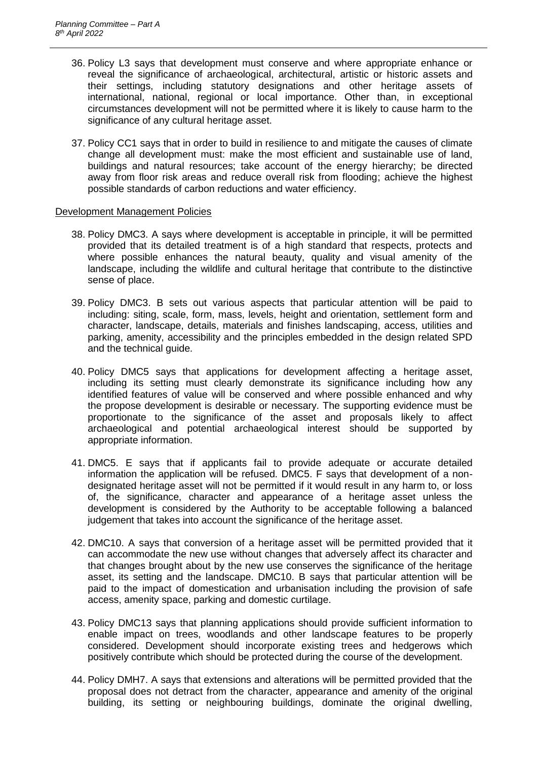36. Policy L3 says that development must conserve and where appropriate enhance or reveal the significance of archaeological, architectural, artistic or historic assets and their settings, including statutory designations and other heritage assets of international, national, regional or local importance. Other than, in exceptional circumstances development will not be permitted where it is likely to cause harm to the significance of any cultural heritage asset.

37. Policy CC1 says that in order to build in resilience to and mitigate the causes of climate change all development must: make the most efficient and sustainable use of land, buildings and natural resources; take account of the energy hierarchy; be directed away from floor risk areas and reduce overall risk from flooding; achieve the highest possible standards of carbon reductions and water efficiency.

Development Management Policies

38. Policy DMC3. A says where development is acceptable in principle, it will be permitted provided that its detailed treatment is of a high standard that respects, protects and where possible enhances the natural beauty, quality and visual amenity of the landscape, including the wildlife and cultural heritage that contribute to the distinctive sense of place.

39. Policy DMC3. B sets out various aspects that particular attention will be paid to including: siting, scale, form, mass, levels, height and orientation, settlement form and character, landscape, details, materials and finishes landscaping, access, utilities and parking, amenity, accessibility and the principles embedded in the design related SPD and the technical guide.

40. Policy DMC5 says that applications for development affecting a heritage asset, including its setting must clearly demonstrate its significance including how any identified features of value will be conserved and where possible enhanced and why the propose development is desirable or necessary. The supporting evidence must be proportionate to the significance of the asset and proposals likely to affect archaeological and potential archaeological interest should be supported by appropriate information.

41. DMC5. E says that if applicants fail to provide adequate or accurate detailed information the application will be refused. DMC5. F says that development of a non-designated heritage asset will not be permitted if it would result in any harm to, or loss of, the significance, character and appearance of a heritage asset unless the development is considered by the Authority to be acceptable following a balanced judgement that takes into account the significance of the heritage asset.

42. DMC10. A says that conversion of a heritage asset will be permitted provided that it can accommodate the new use without changes that adversely affect its character and that changes brought about by the new use conserves the significance of the heritage asset, its setting and the landscape. DMC10. B says that particular attention will be paid to the impact of domestication and urbanisation including the provision of safe access, amenity space, parking and domestic curtilage.

43. Policy DMC13 says that planning applications should provide sufficient information to enable impact on trees, woodlands and other landscape features to be properly considered. Development should incorporate existing trees and hedgerows which positively contribute which should be protected during the course of the development.

44. Policy DMH7. A says that extensions and alterations will be permitted provided that the proposal does not detract from the character, appearance and amenity of the original building, its setting or neighbouring buildings, dominate the original dwelling,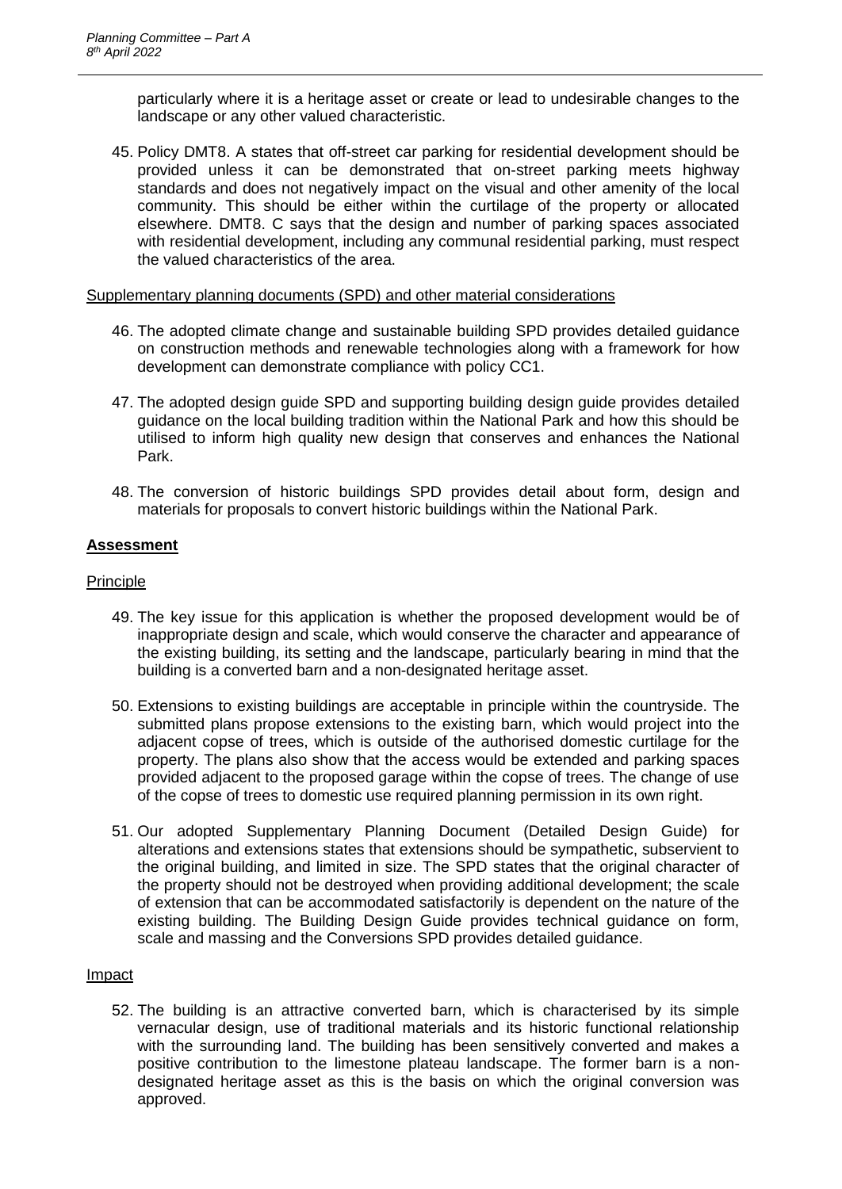particularly where it is a heritage asset or create or lead to undesirable changes to the landscape or any other valued characteristic.

45. Policy DMT8. A states that off-street car parking for residential development should be provided unless it can be demonstrated that on-street parking meets highway standards and does not negatively impact on the visual and other amenity of the local community. This should be either within the curtilage of the property or allocated elsewhere. DMT8. C says that the design and number of parking spaces associated with residential development, including any communal residential parking, must respect the valued characteristics of the area.

Supplementary planning documents (SPD) and other material considerations

46. The adopted climate change and sustainable building SPD provides detailed guidance on construction methods and renewable technologies along with a framework for how development can demonstrate compliance with policy CC1.

47. The adopted design guide SPD and supporting building design guide provides detailed guidance on the local building tradition within the National Park and how this should be utilised to inform high quality new design that conserves and enhances the National Park.

48. The conversion of historic buildings SPD provides detail about form, design and materials for proposals to convert historic buildings within the National Park.

**Assessment**

Principle

49. The key issue for this application is whether the proposed development would be of inappropriate design and scale, which would conserve the character and appearance of the existing building, its setting and the landscape, particularly bearing in mind that the building is a converted barn and a non-designated heritage asset.

50. Extensions to existing buildings are acceptable in principle within the countryside. The submitted plans propose extensions to the existing barn, which would project into the adjacent copse of trees, which is outside of the authorised domestic curtilage for the property. The plans also show that the access would be extended and parking spaces provided adjacent to the proposed garage within the copse of trees. The change of use of the copse of trees to domestic use required planning permission in its own right.

51. Our adopted Supplementary Planning Document (Detailed Design Guide) for alterations and extensions states that extensions should be sympathetic, subservient to the original building, and limited in size. The SPD states that the original character of the property should not be destroyed when providing additional development; the scale of extension that can be accommodated satisfactorily is dependent on the nature of the existing building. The Building Design Guide provides technical guidance on form, scale and massing and the Conversions SPD provides detailed guidance.

Impact

52. The building is an attractive converted barn, which is characterised by its simple vernacular design, use of traditional materials and its historic functional relationship with the surrounding land. The building has been sensitively converted and makes a positive contribution to the limestone plateau landscape. The former barn is a non-designated heritage asset as this is the basis on which the original conversion was approved.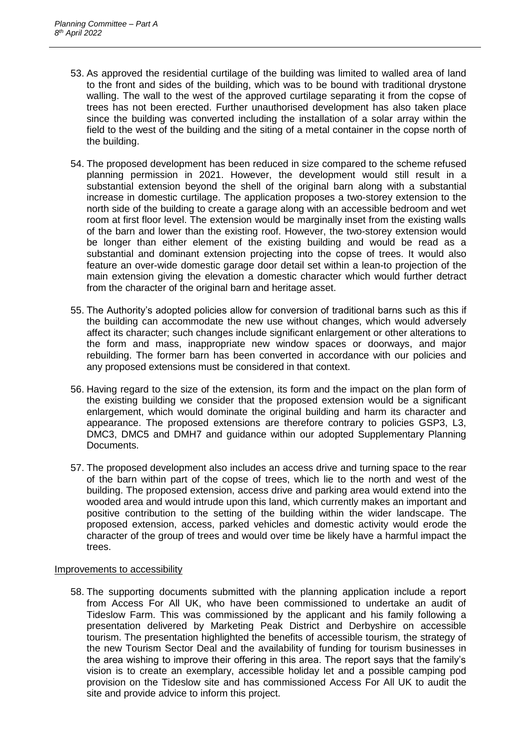53. As approved the residential curtilage of the building was limited to walled area of land to the front and sides of the building, which was to be bound with traditional drystone walling. The wall to the west of the approved curtilage separating it from the copse of trees has not been erected. Further unauthorised development has also taken place since the building was converted including the installation of a solar array within the field to the west of the building and the siting of a metal container in the copse north of the building.

54. The proposed development has been reduced in size compared to the scheme refused planning permission in 2021. However, the development would still result in a substantial extension beyond the shell of the original barn along with a substantial increase in domestic curtilage. The application proposes a two-storey extension to the north side of the building to create a garage along with an accessible bedroom and wet room at first floor level. The extension would be marginally inset from the existing walls of the barn and lower than the existing roof. However, the two-storey extension would be longer than either element of the existing building and would be read as a substantial and dominant extension projecting into the copse of trees. It would also feature an over-wide domestic garage door detail set within a lean-to projection of the main extension giving the elevation a domestic character which would further detract from the character of the original barn and heritage asset.

55. The Authority's adopted policies allow for conversion of traditional barns such as this if the building can accommodate the new use without changes, which would adversely affect its character; such changes include significant enlargement or other alterations to the form and mass, inappropriate new window spaces or doorways, and major rebuilding. The former barn has been converted in accordance with our policies and any proposed extensions must be considered in that context.

56. Having regard to the size of the extension, its form and the impact on the plan form of the existing building we consider that the proposed extension would be a significant enlargement, which would dominate the original building and harm its character and appearance. The proposed extensions are therefore contrary to policies GSP3, L3, DMC3, DMC5 and DMH7 and guidance within our adopted Supplementary Planning Documents.

57. The proposed development also includes an access drive and turning space to the rear of the barn within part of the copse of trees, which lie to the north and west of the building. The proposed extension, access drive and parking area would extend into the wooded area and would intrude upon this land, which currently makes an important and positive contribution to the setting of the building within the wider landscape. The proposed extension, access, parked vehicles and domestic activity would erode the character of the group of trees and would over time be likely have a harmful impact the trees.

### Improvements to accessibility

58. The supporting documents submitted with the planning application include a report from Access For All UK, who have been commissioned to undertake an audit of Tideslow Farm. This was commissioned by the applicant and his family following a presentation delivered by Marketing Peak District and Derbyshire on accessible tourism. The presentation highlighted the benefits of accessible tourism, the strategy of the new Tourism Sector Deal and the availability of funding for tourism businesses in the area wishing to improve their offering in this area. The report says that the family's vision is to create an exemplary, accessible holiday let and a possible camping pod provision on the Tideslow site and has commissioned Access For All UK to audit the site and provide advice to inform this project.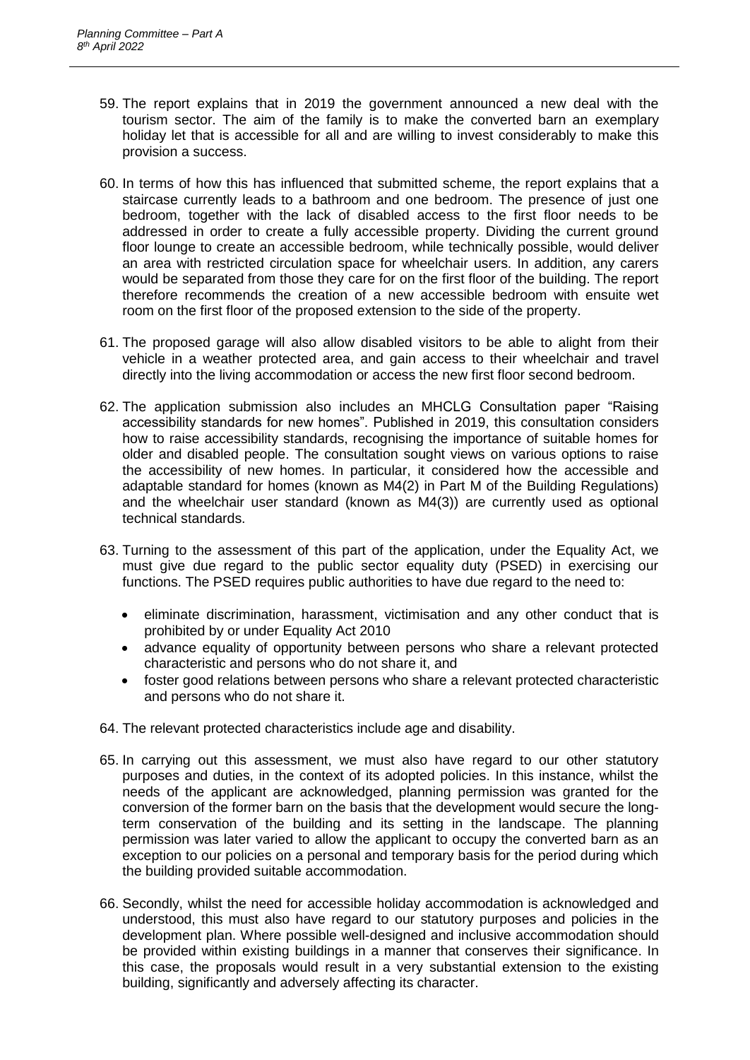59. The report explains that in 2019 the government announced a new deal with the tourism sector. The aim of the family is to make the converted barn an exemplary holiday let that is accessible for all and are willing to invest considerably to make this provision a success.

60. In terms of how this has influenced that submitted scheme, the report explains that a staircase currently leads to a bathroom and one bedroom. The presence of just one bedroom, together with the lack of disabled access to the first floor needs to be addressed in order to create a fully accessible property. Dividing the current ground floor lounge to create an accessible bedroom, while technically possible, would deliver an area with restricted circulation space for wheelchair users. In addition, any carers would be separated from those they care for on the first floor of the building. The report therefore recommends the creation of a new accessible bedroom with ensuite wet room on the first floor of the proposed extension to the side of the property.

61. The proposed garage will also allow disabled visitors to be able to alight from their vehicle in a weather protected area, and gain access to their wheelchair and travel directly into the living accommodation or access the new first floor second bedroom.

62. The application submission also includes an MHCLG Consultation paper "Raising accessibility standards for new homes". Published in 2019, this consultation considers how to raise accessibility standards, recognising the importance of suitable homes for older and disabled people. The consultation sought views on various options to raise the accessibility of new homes. In particular, it considered how the accessible and adaptable standard for homes (known as M4(2) in Part M of the Building Regulations) and the wheelchair user standard (known as M4(3)) are currently used as optional technical standards.

63. Turning to the assessment of this part of the application, under the Equality Act, we must give due regard to the public sector equality duty (PSED) in exercising our functions. The PSED requires public authorities to have due regard to the need to:

    - eliminate discrimination, harassment, victimisation and any other conduct that is prohibited by or under Equality Act 2010
    - advance equality of opportunity between persons who share a relevant protected characteristic and persons who do not share it, and
    - foster good relations between persons who share a relevant protected characteristic and persons who do not share it.

64. The relevant protected characteristics include age and disability.

65. In carrying out this assessment, we must also have regard to our other statutory purposes and duties, in the context of its adopted policies. In this instance, whilst the needs of the applicant are acknowledged, planning permission was granted for the conversion of the former barn on the basis that the development would secure the long-term conservation of the building and its setting in the landscape. The planning permission was later varied to allow the applicant to occupy the converted barn as an exception to our policies on a personal and temporary basis for the period during which the building provided suitable accommodation.

66. Secondly, whilst the need for accessible holiday accommodation is acknowledged and understood, this must also have regard to our statutory purposes and policies in the development plan. Where possible well-designed and inclusive accommodation should be provided within existing buildings in a manner that conserves their significance. In this case, the proposals would result in a very substantial extension to the existing building, significantly and adversely affecting its character.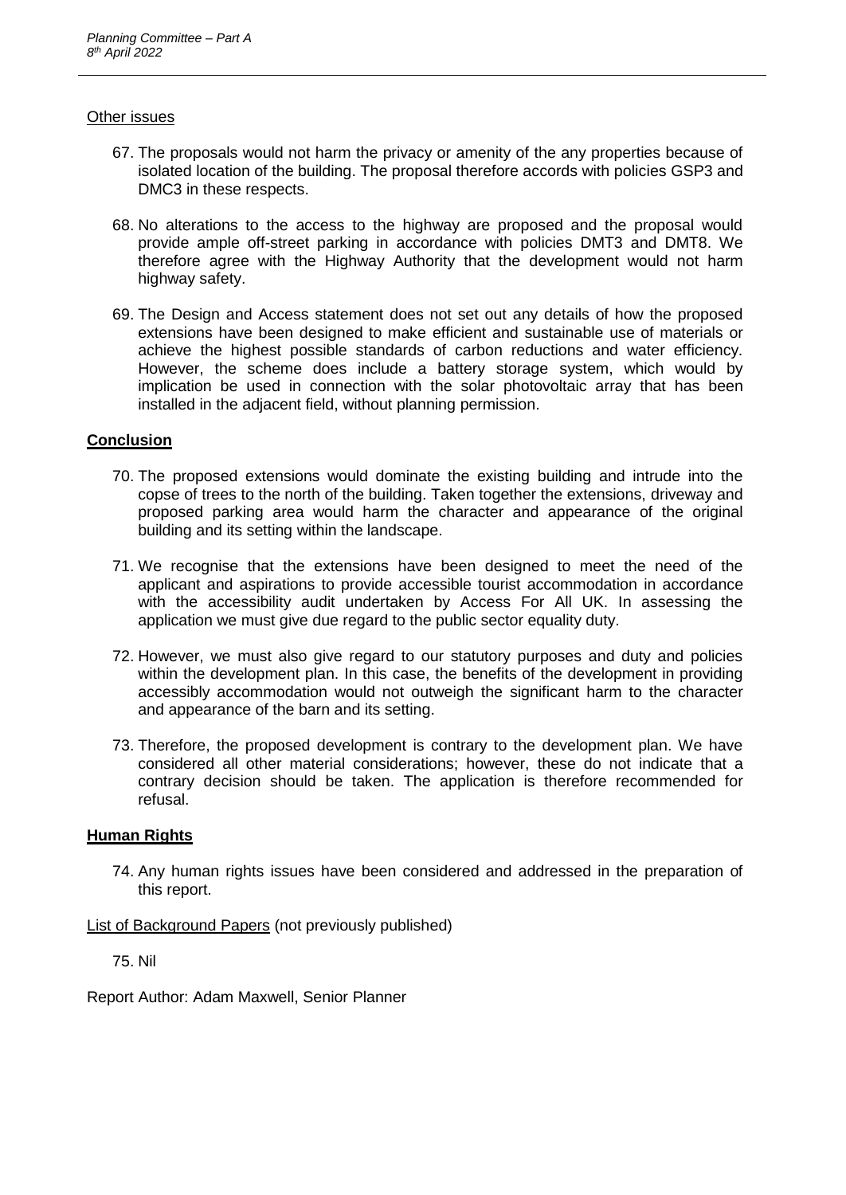Other issues

67. The proposals would not harm the privacy or amenity of the any properties because of isolated location of the building. The proposal therefore accords with policies GSP3 and DMC3 in these respects.

68. No alterations to the access to the highway are proposed and the proposal would provide ample off-street parking in accordance with policies DMT3 and DMT8. We therefore agree with the Highway Authority that the development would not harm highway safety.

69. The Design and Access statement does not set out any details of how the proposed extensions have been designed to make efficient and sustainable use of materials or achieve the highest possible standards of carbon reductions and water efficiency. However, the scheme does include a battery storage system, which would by implication be used in connection with the solar photovoltaic array that has been installed in the adjacent field, without planning permission.

## Conclusion

70. The proposed extensions would dominate the existing building and intrude into the copse of trees to the north of the building. Taken together the extensions, driveway and proposed parking area would harm the character and appearance of the original building and its setting within the landscape.

71. We recognise that the extensions have been designed to meet the need of the applicant and aspirations to provide accessible tourist accommodation in accordance with the accessibility audit undertaken by Access For All UK. In assessing the application we must give due regard to the public sector equality duty.

72. However, we must also give regard to our statutory purposes and duty and policies within the development plan. In this case, the benefits of the development in providing accessibly accommodation would not outweigh the significant harm to the character and appearance of the barn and its setting.

73. Therefore, the proposed development is contrary to the development plan. We have considered all other material considerations; however, these do not indicate that a contrary decision should be taken. The application is therefore recommended for refusal.

## Human Rights

74. Any human rights issues have been considered and addressed in the preparation of this report.

List of Background Papers (not previously published)

75. Nil

Report Author: Adam Maxwell, Senior Planner